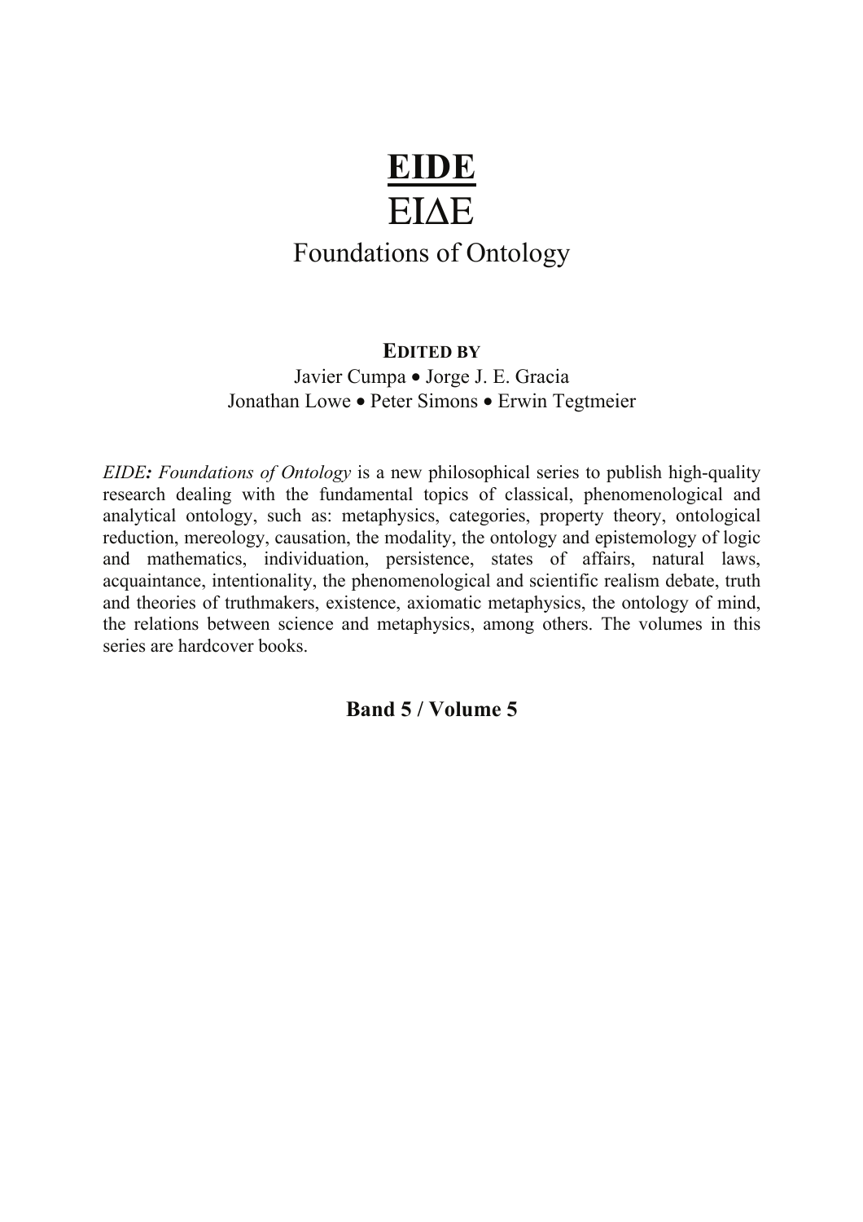# EIDE

# ΕΙΔΕ

## Foundations of Ontology

**EDITED BY**

Javier Cumpa • Jorge J. E. Gracia
Jonathan Lowe • Peter Simons • Erwin Tegtmeier

*EIDE**:** Foundations of Ontology* is a new philosophical series to publish high-quality research dealing with the fundamental topics of classical, phenomenological and analytical ontology, such as: metaphysics, categories, property theory, ontological reduction, mereology, causation, the modality, the ontology and epistemology of logic and mathematics, individuation, persistence, states of affairs, natural laws, acquaintance, intentionality, the phenomenological and scientific realism debate, truth and theories of truthmakers, existence, axiomatic metaphysics, the ontology of mind, the relations between science and metaphysics, among others. The volumes in this series are hardcover books.

**Band 5 / Volume 5**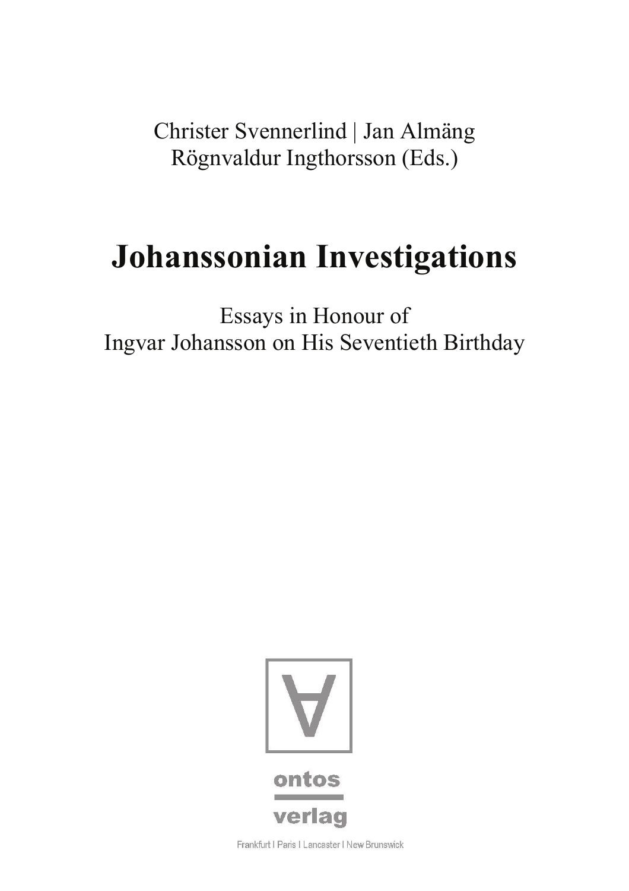Christer Svennerlind | Jan Almäng
Rögnvaldur Ingthorsson (Eds.)

# Johanssonian Investigations

Essays in Honour of
Ingvar Johansson on His Seventieth Birthday

ontos
verlag

Frankfurt | Paris | Lancaster | New Brunswick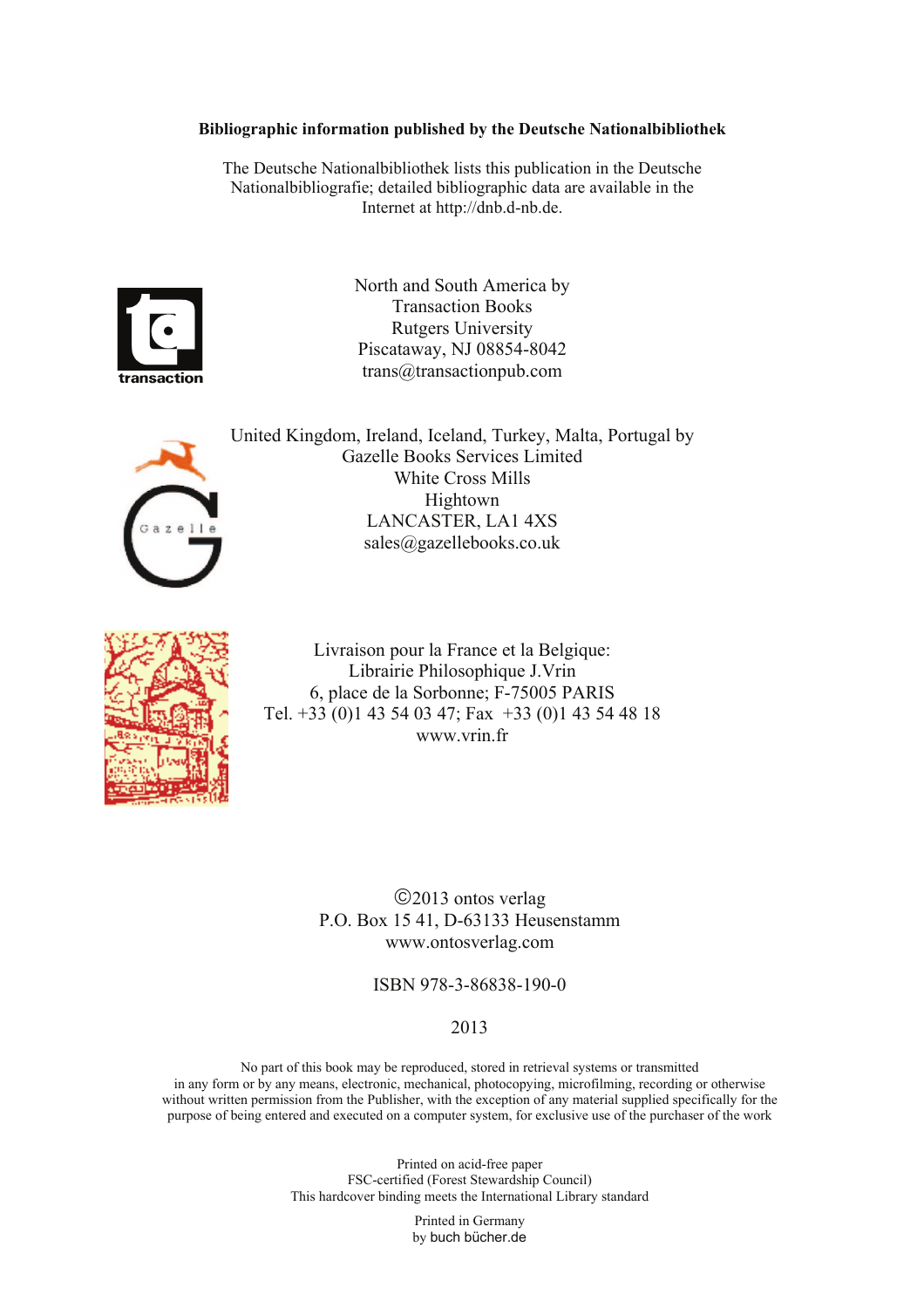**Bibliographic information published by the Deutsche Nationalbibliothek**

The Deutsche Nationalbibliothek lists this publication in the Deutsche Nationalbibliografie; detailed bibliographic data are available in the Internet at http://dnb.d-nb.de.

North and South America by
Transaction Books
Rutgers University
Piscataway, NJ 08854-8042
trans@transactionpub.com

United Kingdom, Ireland, Iceland, Turkey, Malta, Portugal by
Gazelle Books Services Limited
White Cross Mills
Hightown
LANCASTER, LA1 4XS
sales@gazellebooks.co.uk

Livraison pour la France et la Belgique:
Librairie Philosophique J.Vrin
6, place de la Sorbonne; F-75005 PARIS
Tel. +33 (0)1 43 54 03 47; Fax +33 (0)1 43 54 48 18
www.vrin.fr

©2013 ontos verlag
P.O. Box 15 41, D-63133 Heusenstamm
www.ontosverlag.com

ISBN 978-3-86838-190-0

2013

No part of this book may be reproduced, stored in retrieval systems or transmitted in any form or by any means, electronic, mechanical, photocopying, microfilming, recording or otherwise without written permission from the Publisher, with the exception of any material supplied specifically for the purpose of being entered and executed on a computer system, for exclusive use of the purchaser of the work

Printed on acid-free paper
FSC-certified (Forest Stewardship Council)
This hardcover binding meets the International Library standard

Printed in Germany
by buch bücher.de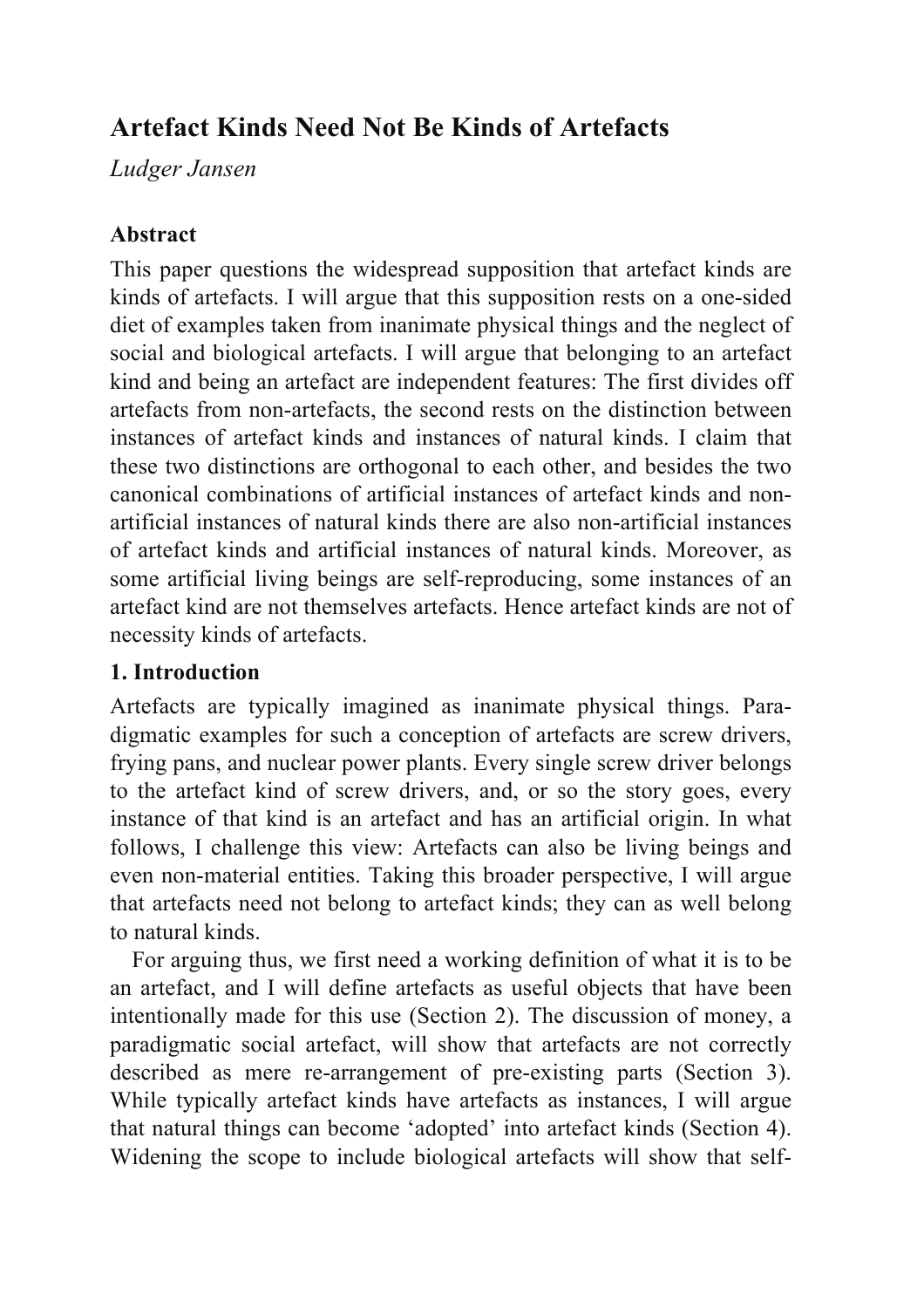# Artefact Kinds Need Not Be Kinds of Artefacts

*Ludger Jansen*

## Abstract

This paper questions the widespread supposition that artefact kinds are kinds of artefacts. I will argue that this supposition rests on a one-sided diet of examples taken from inanimate physical things and the neglect of social and biological artefacts. I will argue that belonging to an artefact kind and being an artefact are independent features: The first divides off artefacts from non-artefacts, the second rests on the distinction between instances of artefact kinds and instances of natural kinds. I claim that these two distinctions are orthogonal to each other, and besides the two canonical combinations of artificial instances of artefact kinds and non-artificial instances of natural kinds there are also non-artificial instances of artefact kinds and artificial instances of natural kinds. Moreover, as some artificial living beings are self-reproducing, some instances of an artefact kind are not themselves artefacts. Hence artefact kinds are not of necessity kinds of artefacts.

## 1. Introduction

Artefacts are typically imagined as inanimate physical things. Paradigmatic examples for such a conception of artefacts are screw drivers, frying pans, and nuclear power plants. Every single screw driver belongs to the artefact kind of screw drivers, and, or so the story goes, every instance of that kind is an artefact and has an artificial origin. In what follows, I challenge this view: Artefacts can also be living beings and even non-material entities. Taking this broader perspective, I will argue that artefacts need not belong to artefact kinds; they can as well belong to natural kinds.

For arguing thus, we first need a working definition of what it is to be an artefact, and I will define artefacts as useful objects that have been intentionally made for this use (Section 2). The discussion of money, a paradigmatic social artefact, will show that artefacts are not correctly described as mere re-arrangement of pre-existing parts (Section 3). While typically artefact kinds have artefacts as instances, I will argue that natural things can become 'adopted' into artefact kinds (Section 4). Widening the scope to include biological artefacts will show that self-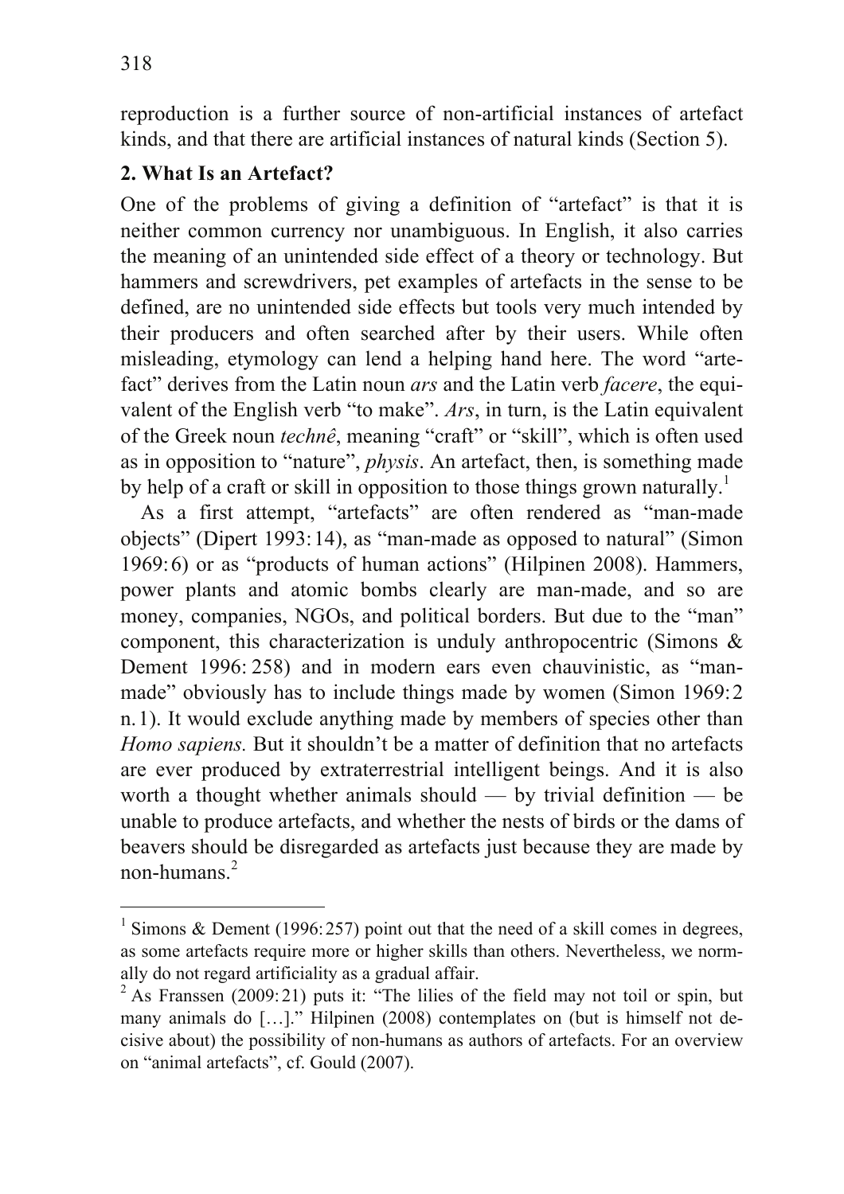reproduction is a further source of non-artificial instances of artefact kinds, and that there are artificial instances of natural kinds (Section 5).

## 2. What Is an Artefact?

One of the problems of giving a definition of "artefact" is that it is neither common currency nor unambiguous. In English, it also carries the meaning of an unintended side effect of a theory or technology. But hammers and screwdrivers, pet examples of artefacts in the sense to be defined, are no unintended side effects but tools very much intended by their producers and often searched after by their users. While often misleading, etymology can lend a helping hand here. The word "artefact" derives from the Latin noun *ars* and the Latin verb *facere*, the equivalent of the English verb "to make". *Ars*, in turn, is the Latin equivalent of the Greek noun *technê*, meaning "craft" or "skill", which is often used as in opposition to "nature", *physis*. An artefact, then, is something made by help of a craft or skill in opposition to those things grown naturally.[1]

As a first attempt, "artefacts" are often rendered as "man-made objects" (Dipert 1993: 14), as "man-made as opposed to natural" (Simon 1969: 6) or as "products of human actions" (Hilpinen 2008). Hammers, power plants and atomic bombs clearly are man-made, and so are money, companies, NGOs, and political borders. But due to the "man" component, this characterization is unduly anthropocentric (Simons & Dement 1996: 258) and in modern ears even chauvinistic, as "man-made" obviously has to include things made by women (Simon 1969: 2 n. 1). It would exclude anything made by members of species other than *Homo sapiens.* But it shouldn't be a matter of definition that no artefacts are ever produced by extraterrestrial intelligent beings. And it is also worth a thought whether animals should — by trivial definition — be unable to produce artefacts, and whether the nests of birds or the dams of beavers should be disregarded as artefacts just because they are made by non-humans.[2]

---

[1] Simons & Dement (1996: 257) point out that the need of a skill comes in degrees, as some artefacts require more or higher skills than others. Nevertheless, we normally do not regard artificiality as a gradual affair.

[2] As Franssen (2009: 21) puts it: "The lilies of the field may not toil or spin, but many animals do […]." Hilpinen (2008) contemplates on (but is himself not decisive about) the possibility of non-humans as authors of artefacts. For an overview on "animal artefacts", cf. Gould (2007).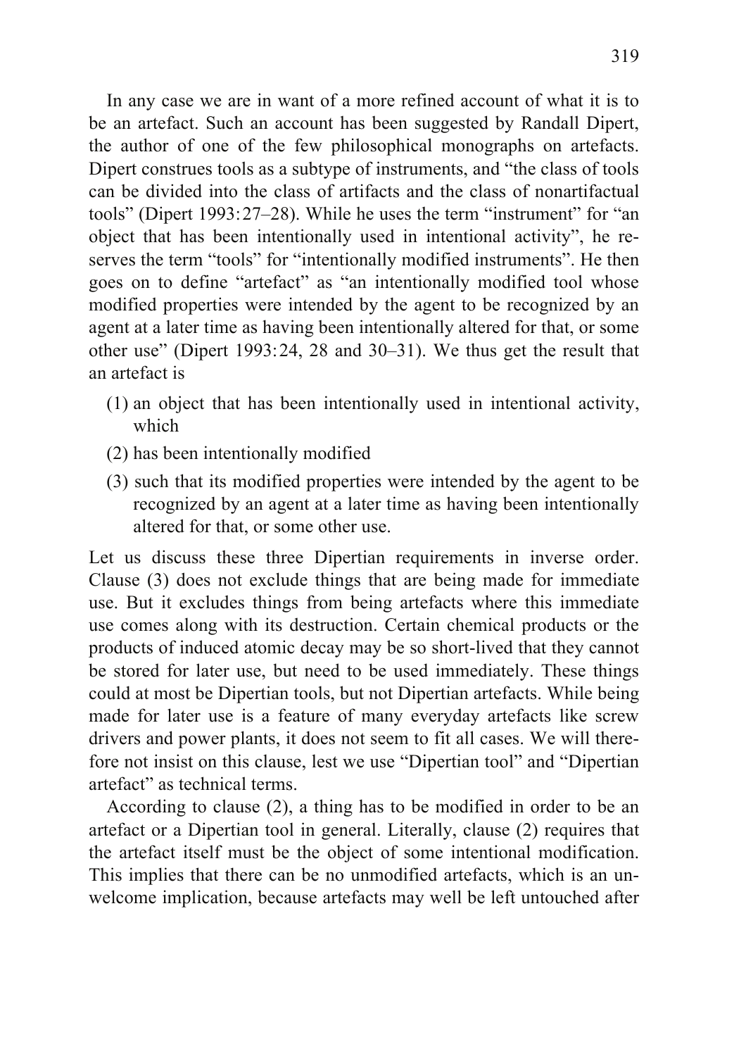In any case we are in want of a more refined account of what it is to be an artefact. Such an account has been suggested by Randall Dipert, the author of one of the few philosophical monographs on artefacts. Dipert construes tools as a subtype of instruments, and "the class of tools can be divided into the class of artifacts and the class of nonartifactual tools" (Dipert 1993: 27–28). While he uses the term "instrument" for "an object that has been intentionally used in intentional activity", he reserves the term "tools" for "intentionally modified instruments". He then goes on to define "artefact" as "an intentionally modified tool whose modified properties were intended by the agent to be recognized by an agent at a later time as having been intentionally altered for that, or some other use" (Dipert 1993: 24, 28 and 30–31). We thus get the result that an artefact is

(1) an object that has been intentionally used in intentional activity, which
(2) has been intentionally modified
(3) such that its modified properties were intended by the agent to be recognized by an agent at a later time as having been intentionally altered for that, or some other use.

Let us discuss these three Dipertian requirements in inverse order. Clause (3) does not exclude things that are being made for immediate use. But it excludes things from being artefacts where this immediate use comes along with its destruction. Certain chemical products or the products of induced atomic decay may be so short-lived that they cannot be stored for later use, but need to be used immediately. These things could at most be Dipertian tools, but not Dipertian artefacts. While being made for later use is a feature of many everyday artefacts like screw drivers and power plants, it does not seem to fit all cases. We will therefore not insist on this clause, lest we use "Dipertian tool" and "Dipertian artefact" as technical terms.

According to clause (2), a thing has to be modified in order to be an artefact or a Dipertian tool in general. Literally, clause (2) requires that the artefact itself must be the object of some intentional modification. This implies that there can be no unmodified artefacts, which is an unwelcome implication, because artefacts may well be left untouched after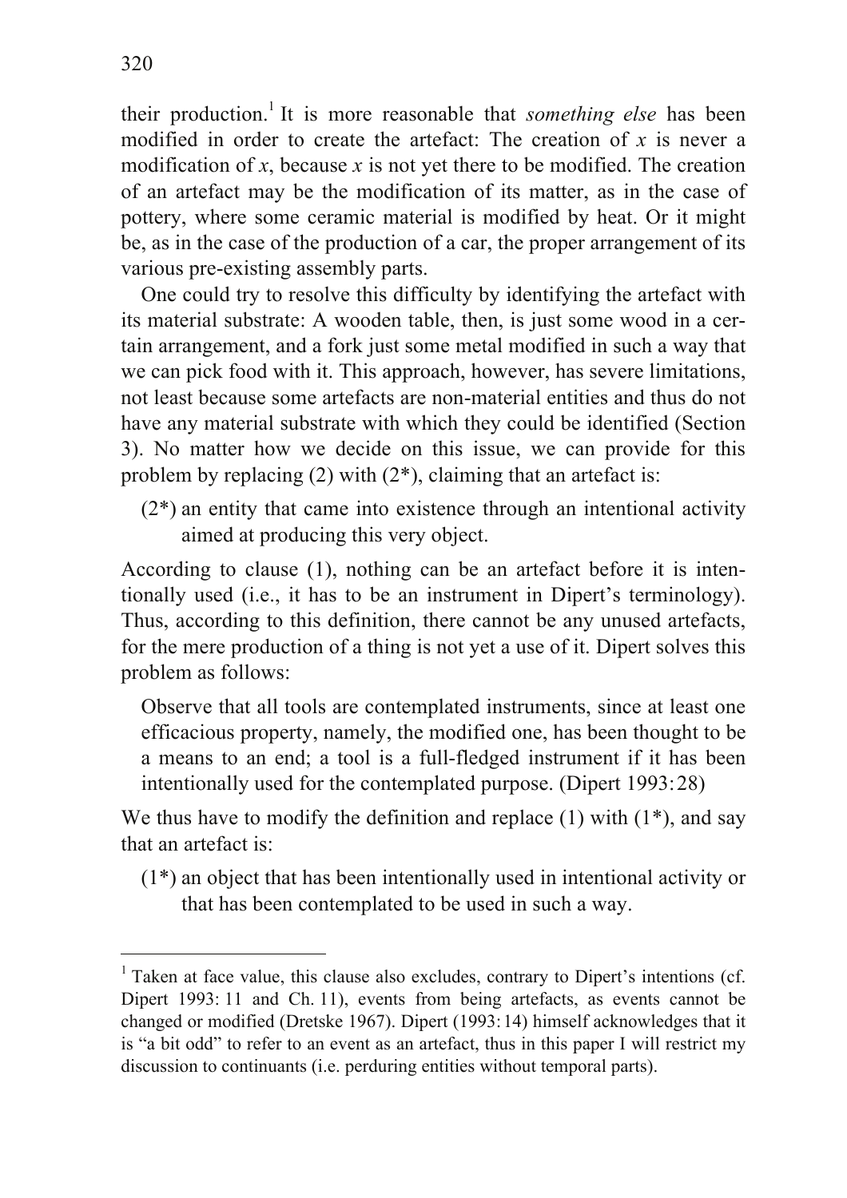their production.[1] It is more reasonable that *something else* has been modified in order to create the artefact: The creation of $x$ is never a modification of $x$, because $x$ is not yet there to be modified. The creation of an artefact may be the modification of its matter, as in the case of pottery, where some ceramic material is modified by heat. Or it might be, as in the case of the production of a car, the proper arrangement of its various pre-existing assembly parts.

One could try to resolve this difficulty by identifying the artefact with its material substrate: A wooden table, then, is just some wood in a certain arrangement, and a fork just some metal modified in such a way that we can pick food with it. This approach, however, has severe limitations, not least because some artefacts are non-material entities and thus do not have any material substrate with which they could be identified (Section 3). No matter how we decide on this issue, we can provide for this problem by replacing (2) with (2*), claiming that an artefact is:

(2*) an entity that came into existence through an intentional activity aimed at producing this very object.

According to clause (1), nothing can be an artefact before it is intentionally used (i.e., it has to be an instrument in Dipert's terminology). Thus, according to this definition, there cannot be any unused artefacts, for the mere production of a thing is not yet a use of it. Dipert solves this problem as follows:

> Observe that all tools are contemplated instruments, since at least one efficacious property, namely, the modified one, has been thought to be a means to an end; a tool is a full-fledged instrument if it has been intentionally used for the contemplated purpose. (Dipert 1993: 28)

We thus have to modify the definition and replace (1) with (1*), and say that an artefact is:

(1*) an object that has been intentionally used in intentional activity or that has been contemplated to be used in such a way.

---

[1] Taken at face value, this clause also excludes, contrary to Dipert's intentions (cf. Dipert 1993: 11 and Ch. 11), events from being artefacts, as events cannot be changed or modified (Dretske 1967). Dipert (1993: 14) himself acknowledges that it is "a bit odd" to refer to an event as an artefact, thus in this paper I will restrict my discussion to continuants (i.e. perduring entities without temporal parts).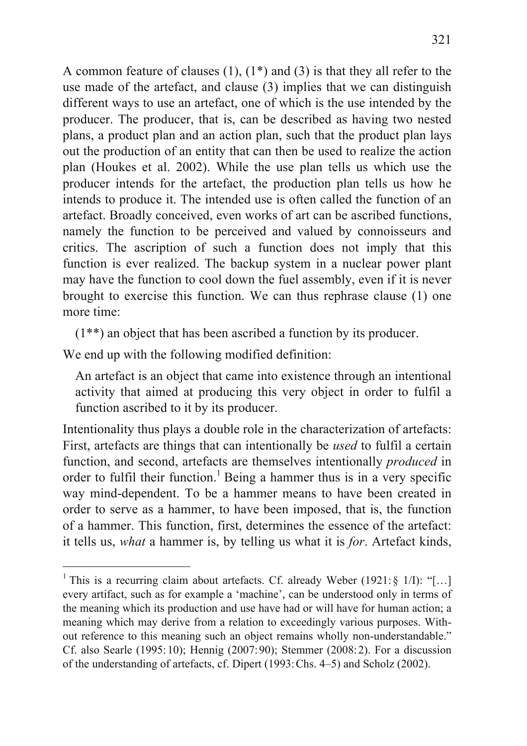A common feature of clauses (1), (1*) and (3) is that they all refer to the use made of the artefact, and clause (3) implies that we can distinguish different ways to use an artefact, one of which is the use intended by the producer. The producer, that is, can be described as having two nested plans, a product plan and an action plan, such that the product plan lays out the production of an entity that can then be used to realize the action plan (Houkes et al. 2002). While the use plan tells us which use the producer intends for the artefact, the production plan tells us how he intends to produce it. The intended use is often called the function of an artefact. Broadly conceived, even works of art can be ascribed functions, namely the function to be perceived and valued by connoisseurs and critics. The ascription of such a function does not imply that this function is ever realized. The backup system in a nuclear power plant may have the function to cool down the fuel assembly, even if it is never brought to exercise this function. We can thus rephrase clause (1) one more time:

> (1**) an object that has been ascribed a function by its producer.

We end up with the following modified definition:

> An artefact is an object that came into existence through an intentional activity that aimed at producing this very object in order to fulfil a function ascribed to it by its producer.

Intentionality thus plays a double role in the characterization of artefacts: First, artefacts are things that can intentionally be *used* to fulfil a certain function, and second, artefacts are themselves intentionally *produced* in order to fulfil their function.[1] Being a hammer thus is in a very specific way mind-dependent. To be a hammer means to have been created in order to serve as a hammer, to have been imposed, that is, the function of a hammer. This function, first, determines the essence of the artefact: it tells us, *what* a hammer is, by telling us what it is *for*. Artefact kinds,

---

[1] This is a recurring claim about artefacts. Cf. already Weber (1921: § 1/I): "[…] every artifact, such as for example a 'machine', can be understood only in terms of the meaning which its production and use have had or will have for human action; a meaning which may derive from a relation to exceedingly various purposes. Without reference to this meaning such an object remains wholly non-understandable." Cf. also Searle (1995: 10); Hennig (2007: 90); Stemmer (2008: 2). For a discussion of the understanding of artefacts, cf. Dipert (1993: Chs. 4–5) and Scholz (2002).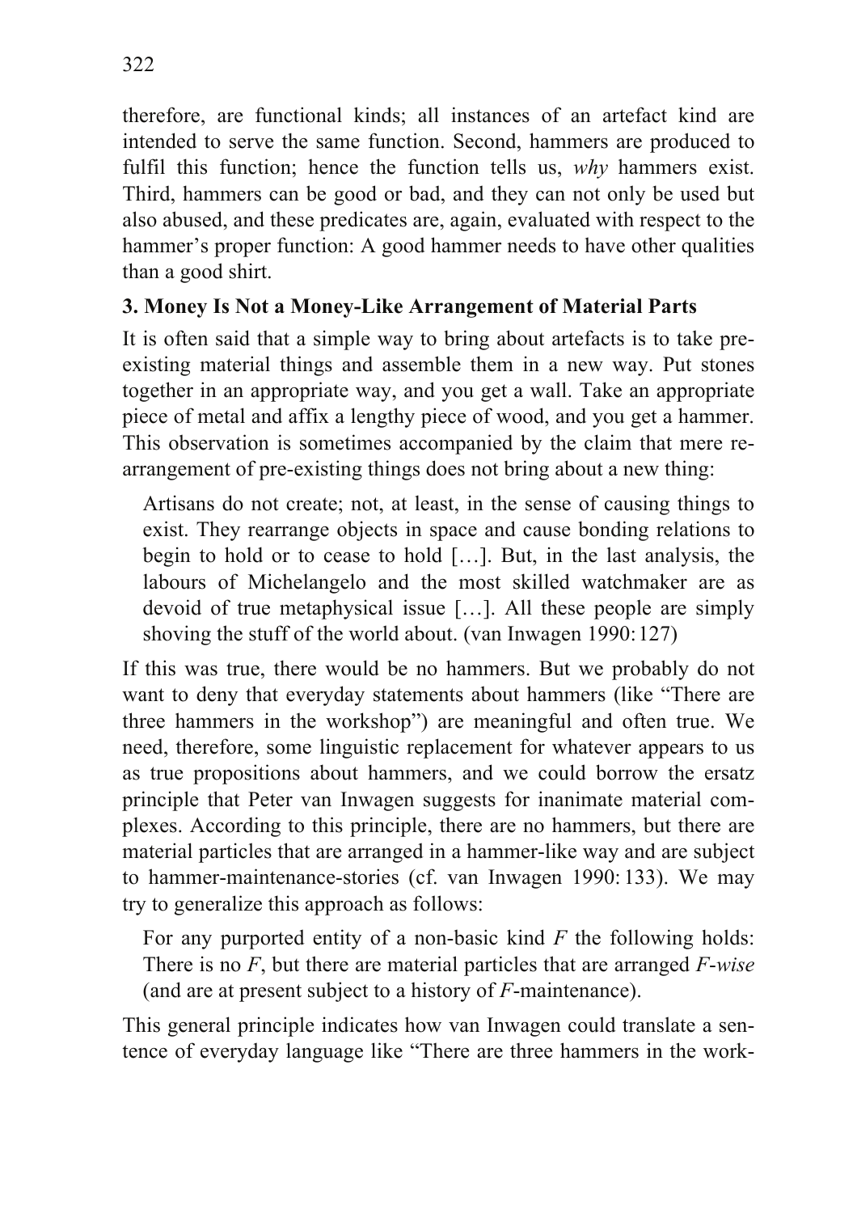therefore, are functional kinds; all instances of an artefact kind are intended to serve the same function. Second, hammers are produced to fulfil this function; hence the function tells us, *why* hammers exist. Third, hammers can be good or bad, and they can not only be used but also abused, and these predicates are, again, evaluated with respect to the hammer's proper function: A good hammer needs to have other qualities than a good shirt.

### 3. Money Is Not a Money-Like Arrangement of Material Parts

It is often said that a simple way to bring about artefacts is to take pre-existing material things and assemble them in a new way. Put stones together in an appropriate way, and you get a wall. Take an appropriate piece of metal and affix a lengthy piece of wood, and you get a hammer. This observation is sometimes accompanied by the claim that mere re-arrangement of pre-existing things does not bring about a new thing:

> Artisans do not create; not, at least, in the sense of causing things to exist. They rearrange objects in space and cause bonding relations to begin to hold or to cease to hold […]. But, in the last analysis, the labours of Michelangelo and the most skilled watchmaker are as devoid of true metaphysical issue […]. All these people are simply shoving the stuff of the world about. (van Inwagen 1990: 127)

If this was true, there would be no hammers. But we probably do not want to deny that everyday statements about hammers (like "There are three hammers in the workshop") are meaningful and often true. We need, therefore, some linguistic replacement for whatever appears to us as true propositions about hammers, and we could borrow the ersatz principle that Peter van Inwagen suggests for inanimate material complexes. According to this principle, there are no hammers, but there are material particles that are arranged in a hammer-like way and are subject to hammer-maintenance-stories (cf. van Inwagen 1990: 133). We may try to generalize this approach as follows:

> For any purported entity of a non-basic kind *F* the following holds: There is no *F*, but there are material particles that are arranged *F-wise* (and are at present subject to a history of *F*-maintenance).

This general principle indicates how van Inwagen could translate a sentence of everyday language like "There are three hammers in the work-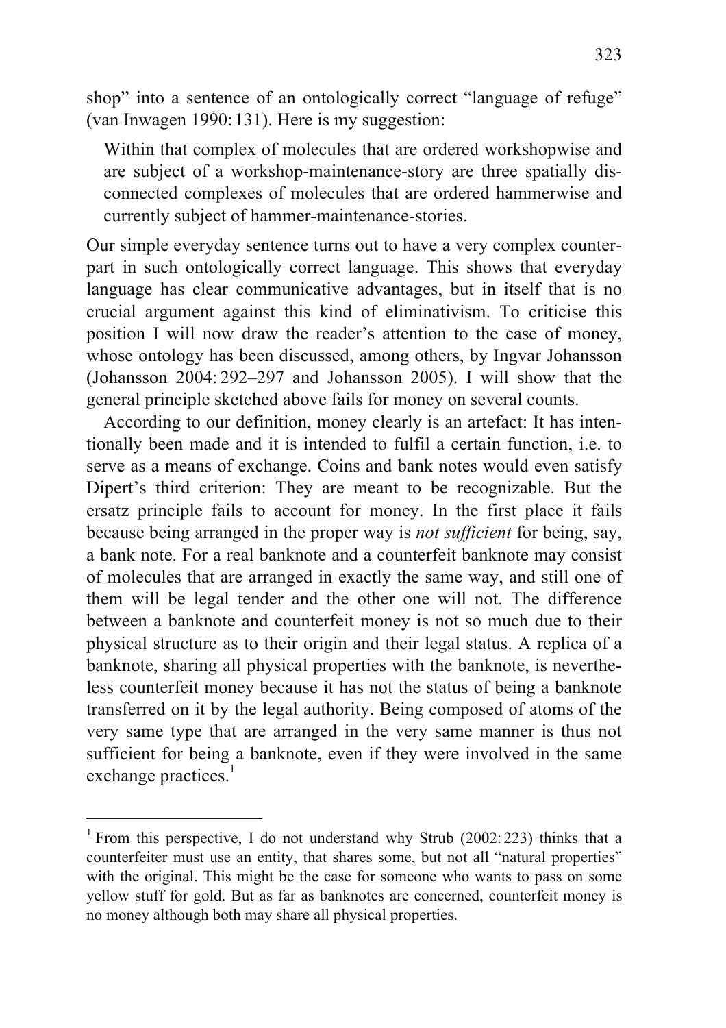shop" into a sentence of an ontologically correct "language of refuge" (van Inwagen 1990: 131). Here is my suggestion:

> Within that complex of molecules that are ordered workshopwise and are subject of a workshop-maintenance-story are three spatially disconnected complexes of molecules that are ordered hammerwise and currently subject of hammer-maintenance-stories.

Our simple everyday sentence turns out to have a very complex counterpart in such ontologically correct language. This shows that everyday language has clear communicative advantages, but in itself that is no crucial argument against this kind of eliminativism. To criticise this position I will now draw the reader's attention to the case of money, whose ontology has been discussed, among others, by Ingvar Johansson (Johansson 2004: 292–297 and Johansson 2005). I will show that the general principle sketched above fails for money on several counts.

According to our definition, money clearly is an artefact: It has intentionally been made and it is intended to fulfil a certain function, i.e. to serve as a means of exchange. Coins and bank notes would even satisfy Dipert's third criterion: They are meant to be recognizable. But the ersatz principle fails to account for money. In the first place it fails because being arranged in the proper way is *not sufficient* for being, say, a bank note. For a real banknote and a counterfeit banknote may consist of molecules that are arranged in exactly the same way, and still one of them will be legal tender and the other one will not. The difference between a banknote and counterfeit money is not so much due to their physical structure as to their origin and their legal status. A replica of a banknote, sharing all physical properties with the banknote, is nevertheless counterfeit money because it has not the status of being a banknote transferred on it by the legal authority. Being composed of atoms of the very same type that are arranged in the very same manner is thus not sufficient for being a banknote, even if they were involved in the same exchange practices.[1]

[1] From this perspective, I do not understand why Strub (2002: 223) thinks that a counterfeiter must use an entity, that shares some, but not all "natural properties" with the original. This might be the case for someone who wants to pass on some yellow stuff for gold. But as far as banknotes are concerned, counterfeit money is no money although both may share all physical properties.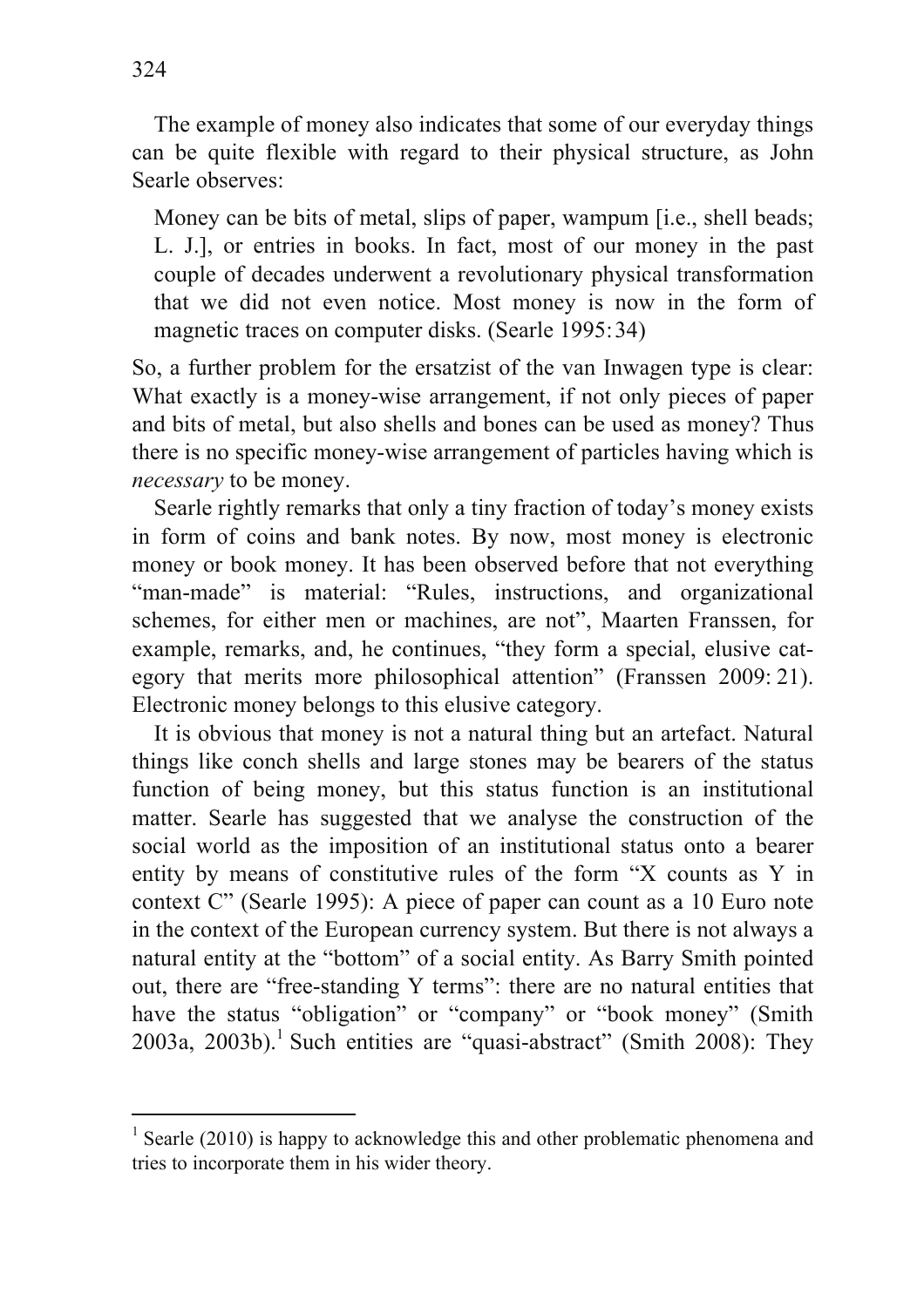The example of money also indicates that some of our everyday things can be quite flexible with regard to their physical structure, as John Searle observes:

> Money can be bits of metal, slips of paper, wampum [i.e., shell beads; L. J.], or entries in books. In fact, most of our money in the past couple of decades underwent a revolutionary physical transformation that we did not even notice. Most money is now in the form of magnetic traces on computer disks. (Searle 1995: 34)

So, a further problem for the ersatzist of the van Inwagen type is clear: What exactly is a money-wise arrangement, if not only pieces of paper and bits of metal, but also shells and bones can be used as money? Thus there is no specific money-wise arrangement of particles having which is *necessary* to be money.

Searle rightly remarks that only a tiny fraction of today's money exists in form of coins and bank notes. By now, most money is electronic money or book money. It has been observed before that not everything "man-made" is material: "Rules, instructions, and organizational schemes, for either men or machines, are not", Maarten Franssen, for example, remarks, and, he continues, "they form a special, elusive category that merits more philosophical attention" (Franssen 2009: 21). Electronic money belongs to this elusive category.

It is obvious that money is not a natural thing but an artefact. Natural things like conch shells and large stones may be bearers of the status function of being money, but this status function is an institutional matter. Searle has suggested that we analyse the construction of the social world as the imposition of an institutional status onto a bearer entity by means of constitutive rules of the form "X counts as Y in context C" (Searle 1995): A piece of paper can count as a 10 Euro note in the context of the European currency system. But there is not always a natural entity at the "bottom" of a social entity. As Barry Smith pointed out, there are "free-standing Y terms": there are no natural entities that have the status "obligation" or "company" or "book money" (Smith 2003a, 2003b).[1] Such entities are "quasi-abstract" (Smith 2008): They

---

[1] Searle (2010) is happy to acknowledge this and other problematic phenomena and tries to incorporate them in his wider theory.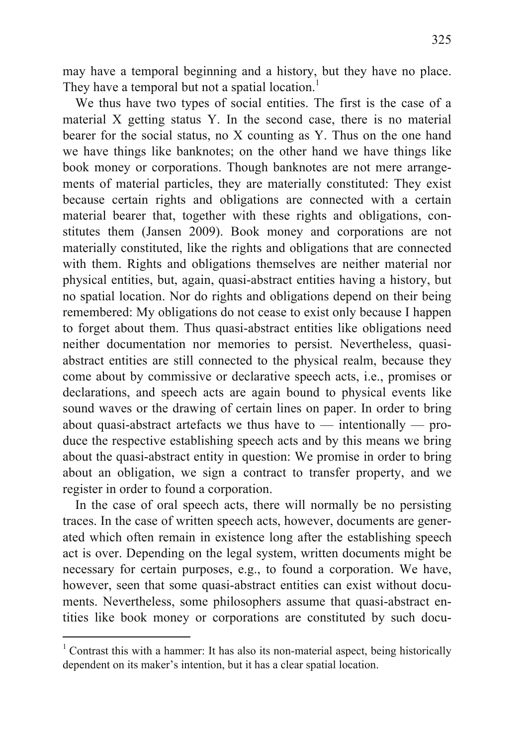may have a temporal beginning and a history, but they have no place. They have a temporal but not a spatial location.[1]

We thus have two types of social entities. The first is the case of a material X getting status Y. In the second case, there is no material bearer for the social status, no X counting as Y. Thus on the one hand we have things like banknotes; on the other hand we have things like book money or corporations. Though banknotes are not mere arrangements of material particles, they are materially constituted: They exist because certain rights and obligations are connected with a certain material bearer that, together with these rights and obligations, constitutes them (Jansen 2009). Book money and corporations are not materially constituted, like the rights and obligations that are connected with them. Rights and obligations themselves are neither material nor physical entities, but, again, quasi-abstract entities having a history, but no spatial location. Nor do rights and obligations depend on their being remembered: My obligations do not cease to exist only because I happen to forget about them. Thus quasi-abstract entities like obligations need neither documentation nor memories to persist. Nevertheless, quasi-abstract entities are still connected to the physical realm, because they come about by commissive or declarative speech acts, i.e., promises or declarations, and speech acts are again bound to physical events like sound waves or the drawing of certain lines on paper. In order to bring about quasi-abstract artefacts we thus have to — intentionally — produce the respective establishing speech acts and by this means we bring about the quasi-abstract entity in question: We promise in order to bring about an obligation, we sign a contract to transfer property, and we register in order to found a corporation.

In the case of oral speech acts, there will normally be no persisting traces. In the case of written speech acts, however, documents are generated which often remain in existence long after the establishing speech act is over. Depending on the legal system, written documents might be necessary for certain purposes, e.g., to found a corporation. We have, however, seen that some quasi-abstract entities can exist without documents. Nevertheless, some philosophers assume that quasi-abstract entities like book money or corporations are constituted by such docu-

[1] Contrast this with a hammer: It has also its non-material aspect, being historically dependent on its maker's intention, but it has a clear spatial location.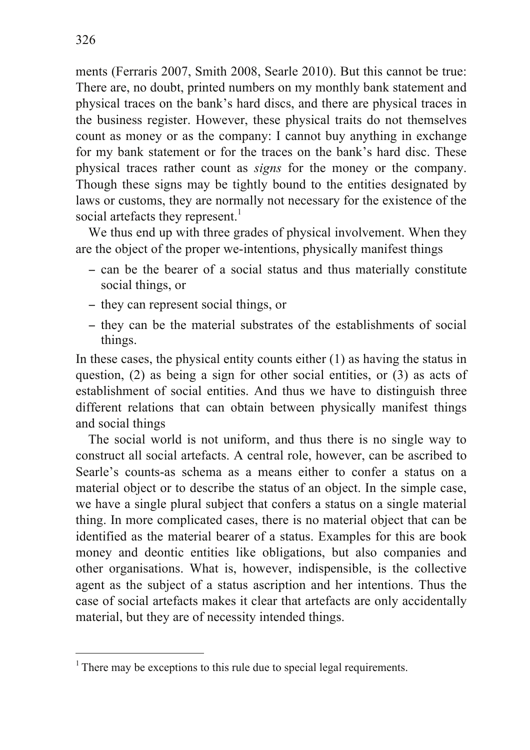ments (Ferraris 2007, Smith 2008, Searle 2010). But this cannot be true: There are, no doubt, printed numbers on my monthly bank statement and physical traces on the bank's hard discs, and there are physical traces in the business register. However, these physical traits do not themselves count as money or as the company: I cannot buy anything in exchange for my bank statement or for the traces on the bank's hard disc. These physical traces rather count as *signs* for the money or the company. Though these signs may be tightly bound to the entities designated by laws or customs, they are normally not necessary for the existence of the social artefacts they represent.[1]

We thus end up with three grades of physical involvement. When they are the object of the proper we-intentions, physically manifest things

- can be the bearer of a social status and thus materially constitute social things, or
- they can represent social things, or
- they can be the material substrates of the establishments of social things.

In these cases, the physical entity counts either (1) as having the status in question, (2) as being a sign for other social entities, or (3) as acts of establishment of social entities. And thus we have to distinguish three different relations that can obtain between physically manifest things and social things

The social world is not uniform, and thus there is no single way to construct all social artefacts. A central role, however, can be ascribed to Searle's counts-as schema as a means either to confer a status on a material object or to describe the status of an object. In the simple case, we have a single plural subject that confers a status on a single material thing. In more complicated cases, there is no material object that can be identified as the material bearer of a status. Examples for this are book money and deontic entities like obligations, but also companies and other organisations. What is, however, indispensible, is the collective agent as the subject of a status ascription and her intentions. Thus the case of social artefacts makes it clear that artefacts are only accidentally material, but they are of necessity intended things.

[1] There may be exceptions to this rule due to special legal requirements.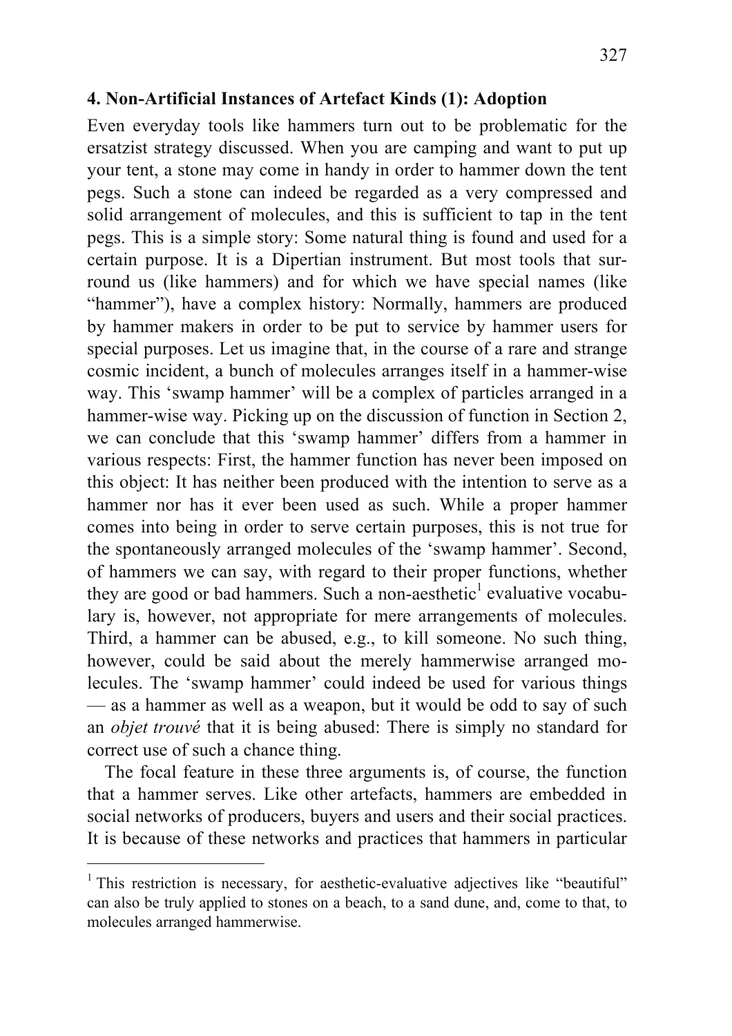## 4. Non-Artificial Instances of Artefact Kinds (1): Adoption

Even everyday tools like hammers turn out to be problematic for the ersatzist strategy discussed. When you are camping and want to put up your tent, a stone may come in handy in order to hammer down the tent pegs. Such a stone can indeed be regarded as a very compressed and solid arrangement of molecules, and this is sufficient to tap in the tent pegs. This is a simple story: Some natural thing is found and used for a certain purpose. It is a Dipertian instrument. But most tools that surround us (like hammers) and for which we have special names (like "hammer"), have a complex history: Normally, hammers are produced by hammer makers in order to be put to service by hammer users for special purposes. Let us imagine that, in the course of a rare and strange cosmic incident, a bunch of molecules arranges itself in a hammer-wise way. This 'swamp hammer' will be a complex of particles arranged in a hammer-wise way. Picking up on the discussion of function in Section 2, we can conclude that this 'swamp hammer' differs from a hammer in various respects: First, the hammer function has never been imposed on this object: It has neither been produced with the intention to serve as a hammer nor has it ever been used as such. While a proper hammer comes into being in order to serve certain purposes, this is not true for the spontaneously arranged molecules of the 'swamp hammer'. Second, of hammers we can say, with regard to their proper functions, whether they are good or bad hammers. Such a non-aesthetic[1] evaluative vocabulary is, however, not appropriate for mere arrangements of molecules. Third, a hammer can be abused, e.g., to kill someone. No such thing, however, could be said about the merely hammerwise arranged molecules. The 'swamp hammer' could indeed be used for various things — as a hammer as well as a weapon, but it would be odd to say of such an *objet trouvé* that it is being abused: There is simply no standard for correct use of such a chance thing.

The focal feature in these three arguments is, of course, the function that a hammer serves. Like other artefacts, hammers are embedded in social networks of producers, buyers and users and their social practices. It is because of these networks and practices that hammers in particular

[1] This restriction is necessary, for aesthetic-evaluative adjectives like "beautiful" can also be truly applied to stones on a beach, to a sand dune, and, come to that, to molecules arranged hammerwise.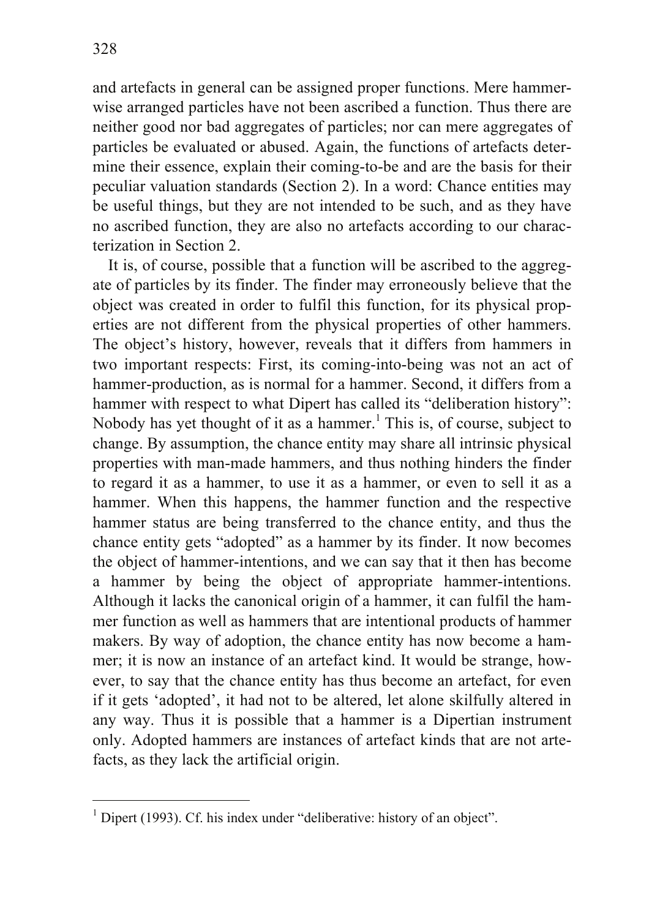and artefacts in general can be assigned proper functions. Mere hammer-wise arranged particles have not been ascribed a function. Thus there are neither good nor bad aggregates of particles; nor can mere aggregates of particles be evaluated or abused. Again, the functions of artefacts determine their essence, explain their coming-to-be and are the basis for their peculiar valuation standards (Section 2). In a word: Chance entities may be useful things, but they are not intended to be such, and as they have no ascribed function, they are also no artefacts according to our characterization in Section 2.

It is, of course, possible that a function will be ascribed to the aggregate of particles by its finder. The finder may erroneously believe that the object was created in order to fulfil this function, for its physical properties are not different from the physical properties of other hammers. The object's history, however, reveals that it differs from hammers in two important respects: First, its coming-into-being was not an act of hammer-production, as is normal for a hammer. Second, it differs from a hammer with respect to what Dipert has called its "deliberation history": Nobody has yet thought of it as a hammer.[1] This is, of course, subject to change. By assumption, the chance entity may share all intrinsic physical properties with man-made hammers, and thus nothing hinders the finder to regard it as a hammer, to use it as a hammer, or even to sell it as a hammer. When this happens, the hammer function and the respective hammer status are being transferred to the chance entity, and thus the chance entity gets "adopted" as a hammer by its finder. It now becomes the object of hammer-intentions, and we can say that it then has become a hammer by being the object of appropriate hammer-intentions. Although it lacks the canonical origin of a hammer, it can fulfil the hammer function as well as hammers that are intentional products of hammer makers. By way of adoption, the chance entity has now become a hammer; it is now an instance of an artefact kind. It would be strange, however, to say that the chance entity has thus become an artefact, for even if it gets 'adopted', it had not to be altered, let alone skilfully altered in any way. Thus it is possible that a hammer is a Dipertian instrument only. Adopted hammers are instances of artefact kinds that are not artefacts, as they lack the artificial origin.

---

[1] Dipert (1993). Cf. his index under "deliberative: history of an object".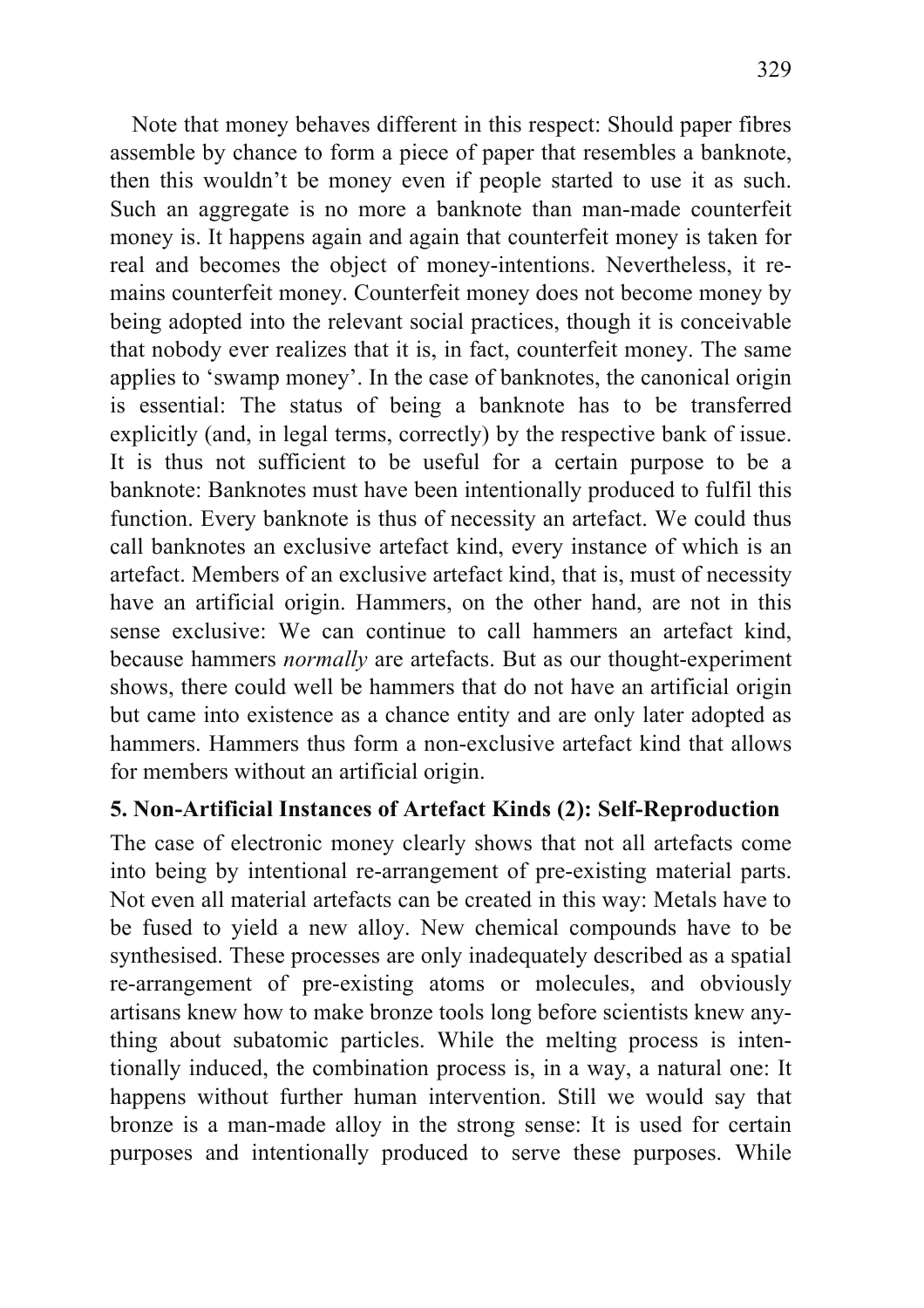Note that money behaves different in this respect: Should paper fibres assemble by chance to form a piece of paper that resembles a banknote, then this wouldn't be money even if people started to use it as such. Such an aggregate is no more a banknote than man-made counterfeit money is. It happens again and again that counterfeit money is taken for real and becomes the object of money-intentions. Nevertheless, it remains counterfeit money. Counterfeit money does not become money by being adopted into the relevant social practices, though it is conceivable that nobody ever realizes that it is, in fact, counterfeit money. The same applies to 'swamp money'. In the case of banknotes, the canonical origin is essential: The status of being a banknote has to be transferred explicitly (and, in legal terms, correctly) by the respective bank of issue. It is thus not sufficient to be useful for a certain purpose to be a banknote: Banknotes must have been intentionally produced to fulfil this function. Every banknote is thus of necessity an artefact. We could thus call banknotes an exclusive artefact kind, every instance of which is an artefact. Members of an exclusive artefact kind, that is, must of necessity have an artificial origin. Hammers, on the other hand, are not in this sense exclusive: We can continue to call hammers an artefact kind, because hammers *normally* are artefacts. But as our thought-experiment shows, there could well be hammers that do not have an artificial origin but came into existence as a chance entity and are only later adopted as hammers. Hammers thus form a non-exclusive artefact kind that allows for members without an artificial origin.

## 5. Non-Artificial Instances of Artefact Kinds (2): Self-Reproduction

The case of electronic money clearly shows that not all artefacts come into being by intentional re-arrangement of pre-existing material parts. Not even all material artefacts can be created in this way: Metals have to be fused to yield a new alloy. New chemical compounds have to be synthesised. These processes are only inadequately described as a spatial re-arrangement of pre-existing atoms or molecules, and obviously artisans knew how to make bronze tools long before scientists knew anything about subatomic particles. While the melting process is intentionally induced, the combination process is, in a way, a natural one: It happens without further human intervention. Still we would say that bronze is a man-made alloy in the strong sense: It is used for certain purposes and intentionally produced to serve these purposes. While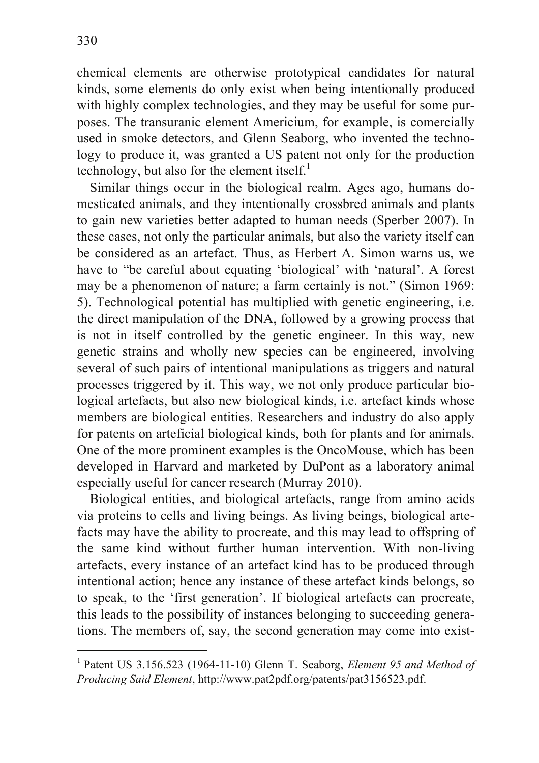chemical elements are otherwise prototypical candidates for natural kinds, some elements do only exist when being intentionally produced with highly complex technologies, and they may be useful for some purposes. The transuranic element Americium, for example, is comercially used in smoke detectors, and Glenn Seaborg, who invented the technology to produce it, was granted a US patent not only for the production technology, but also for the element itself.[1]

Similar things occur in the biological realm. Ages ago, humans domesticated animals, and they intentionally crossbred animals and plants to gain new varieties better adapted to human needs (Sperber 2007). In these cases, not only the particular animals, but also the variety itself can be considered as an artefact. Thus, as Herbert A. Simon warns us, we have to "be careful about equating 'biological' with 'natural'. A forest may be a phenomenon of nature; a farm certainly is not." (Simon 1969: 5). Technological potential has multiplied with genetic engineering, i.e. the direct manipulation of the DNA, followed by a growing process that is not in itself controlled by the genetic engineer. In this way, new genetic strains and wholly new species can be engineered, involving several of such pairs of intentional manipulations as triggers and natural processes triggered by it. This way, we not only produce particular biological artefacts, but also new biological kinds, i.e. artefact kinds whose members are biological entities. Researchers and industry do also apply for patents on arteficial biological kinds, both for plants and for animals. One of the more prominent examples is the OncoMouse, which has been developed in Harvard and marketed by DuPont as a laboratory animal especially useful for cancer research (Murray 2010).

Biological entities, and biological artefacts, range from amino acids via proteins to cells and living beings. As living beings, biological artefacts may have the ability to procreate, and this may lead to offspring of the same kind without further human intervention. With non-living artefacts, every instance of an artefact kind has to be produced through intentional action; hence any instance of these artefact kinds belongs, so to speak, to the 'first generation'. If biological artefacts can procreate, this leads to the possibility of instances belonging to succeeding generations. The members of, say, the second generation may come into exist-

---

[1] Patent US 3.156.523 (1964-11-10) Glenn T. Seaborg, *Element 95 and Method of Producing Said Element*, http://www.pat2pdf.org/patents/pat3156523.pdf.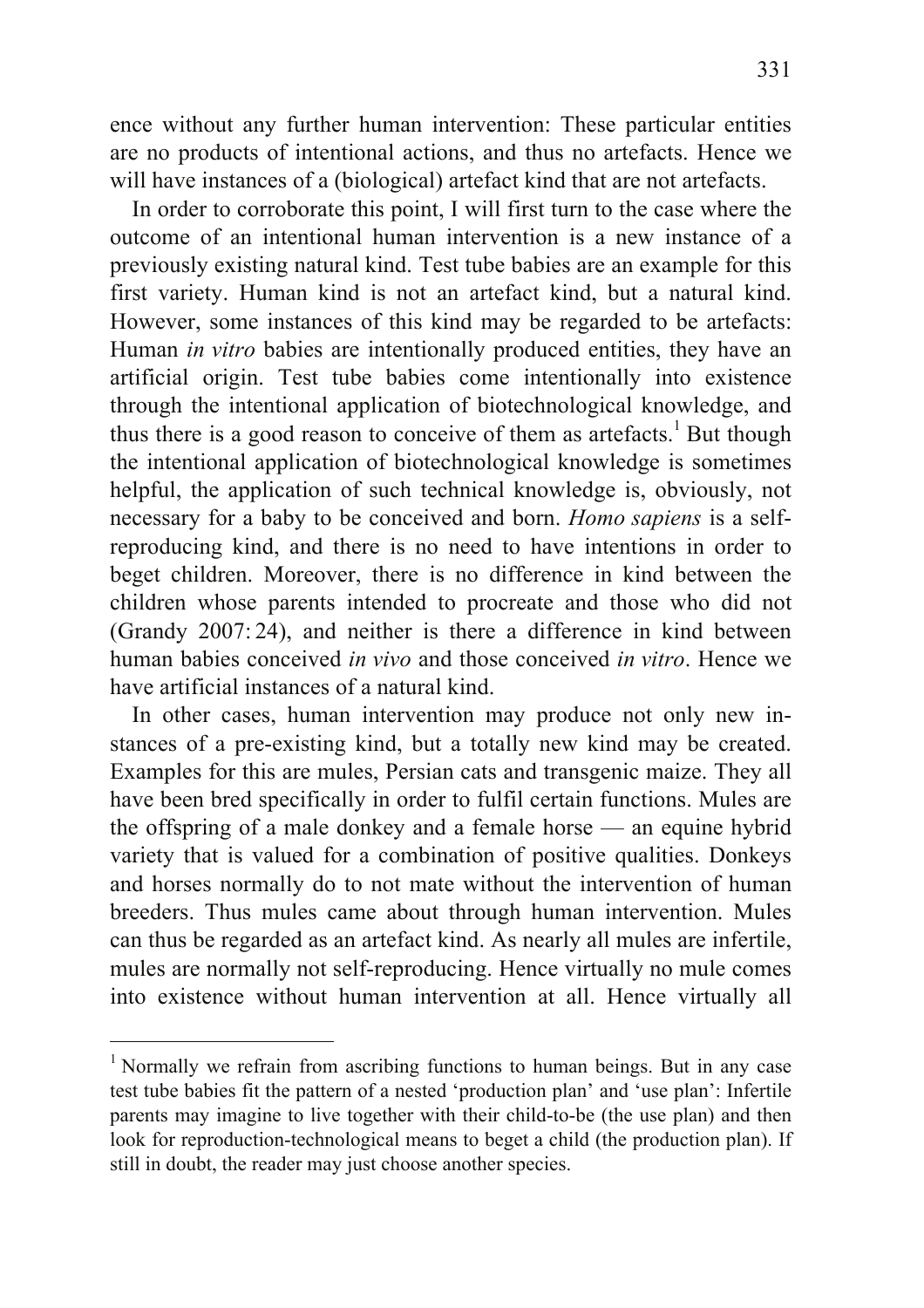ence without any further human intervention: These particular entities are no products of intentional actions, and thus no artefacts. Hence we will have instances of a (biological) artefact kind that are not artefacts.

In order to corroborate this point, I will first turn to the case where the outcome of an intentional human intervention is a new instance of a previously existing natural kind. Test tube babies are an example for this first variety. Human kind is not an artefact kind, but a natural kind. However, some instances of this kind may be regarded to be artefacts: Human *in vitro* babies are intentionally produced entities, they have an artificial origin. Test tube babies come intentionally into existence through the intentional application of biotechnological knowledge, and thus there is a good reason to conceive of them as artefacts.[1] But though the intentional application of biotechnological knowledge is sometimes helpful, the application of such technical knowledge is, obviously, not necessary for a baby to be conceived and born. *Homo sapiens* is a self-reproducing kind, and there is no need to have intentions in order to beget children. Moreover, there is no difference in kind between the children whose parents intended to procreate and those who did not (Grandy 2007: 24), and neither is there a difference in kind between human babies conceived *in vivo* and those conceived *in vitro*. Hence we have artificial instances of a natural kind.

In other cases, human intervention may produce not only new instances of a pre-existing kind, but a totally new kind may be created. Examples for this are mules, Persian cats and transgenic maize. They all have been bred specifically in order to fulfil certain functions. Mules are the offspring of a male donkey and a female horse — an equine hybrid variety that is valued for a combination of positive qualities. Donkeys and horses normally do to not mate without the intervention of human breeders. Thus mules came about through human intervention. Mules can thus be regarded as an artefact kind. As nearly all mules are infertile, mules are normally not self-reproducing. Hence virtually no mule comes into existence without human intervention at all. Hence virtually all

---

[1] Normally we refrain from ascribing functions to human beings. But in any case test tube babies fit the pattern of a nested 'production plan' and 'use plan': Infertile parents may imagine to live together with their child-to-be (the use plan) and then look for reproduction-technological means to beget a child (the production plan). If still in doubt, the reader may just choose another species.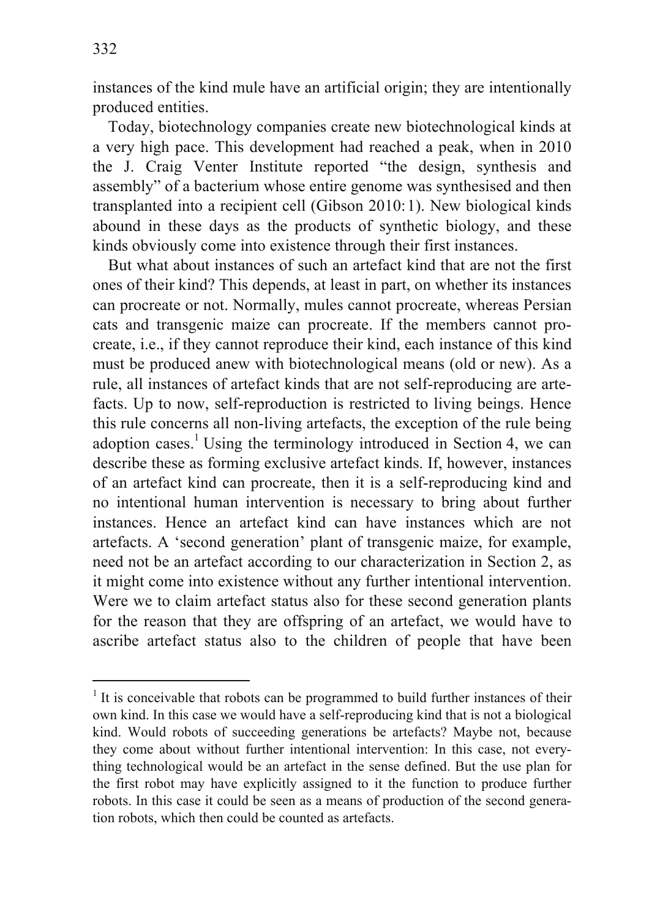instances of the kind mule have an artificial origin; they are intentionally produced entities.

Today, biotechnology companies create new biotechnological kinds at a very high pace. This development had reached a peak, when in 2010 the J. Craig Venter Institute reported "the design, synthesis and assembly" of a bacterium whose entire genome was synthesised and then transplanted into a recipient cell (Gibson 2010: 1). New biological kinds abound in these days as the products of synthetic biology, and these kinds obviously come into existence through their first instances.

But what about instances of such an artefact kind that are not the first ones of their kind? This depends, at least in part, on whether its instances can procreate or not. Normally, mules cannot procreate, whereas Persian cats and transgenic maize can procreate. If the members cannot procreate, i.e., if they cannot reproduce their kind, each instance of this kind must be produced anew with biotechnological means (old or new). As a rule, all instances of artefact kinds that are not self-reproducing are artefacts. Up to now, self-reproduction is restricted to living beings. Hence this rule concerns all non-living artefacts, the exception of the rule being adoption cases.[1] Using the terminology introduced in Section 4, we can describe these as forming exclusive artefact kinds. If, however, instances of an artefact kind can procreate, then it is a self-reproducing kind and no intentional human intervention is necessary to bring about further instances. Hence an artefact kind can have instances which are not artefacts. A 'second generation' plant of transgenic maize, for example, need not be an artefact according to our characterization in Section 2, as it might come into existence without any further intentional intervention. Were we to claim artefact status also for these second generation plants for the reason that they are offspring of an artefact, we would have to ascribe artefact status also to the children of people that have been

---

[1] It is conceivable that robots can be programmed to build further instances of their own kind. In this case we would have a self-reproducing kind that is not a biological kind. Would robots of succeeding generations be artefacts? Maybe not, because they come about without further intentional intervention: In this case, not everything technological would be an artefact in the sense defined. But the use plan for the first robot may have explicitly assigned to it the function to produce further robots. In this case it could be seen as a means of production of the second generation robots, which then could be counted as artefacts.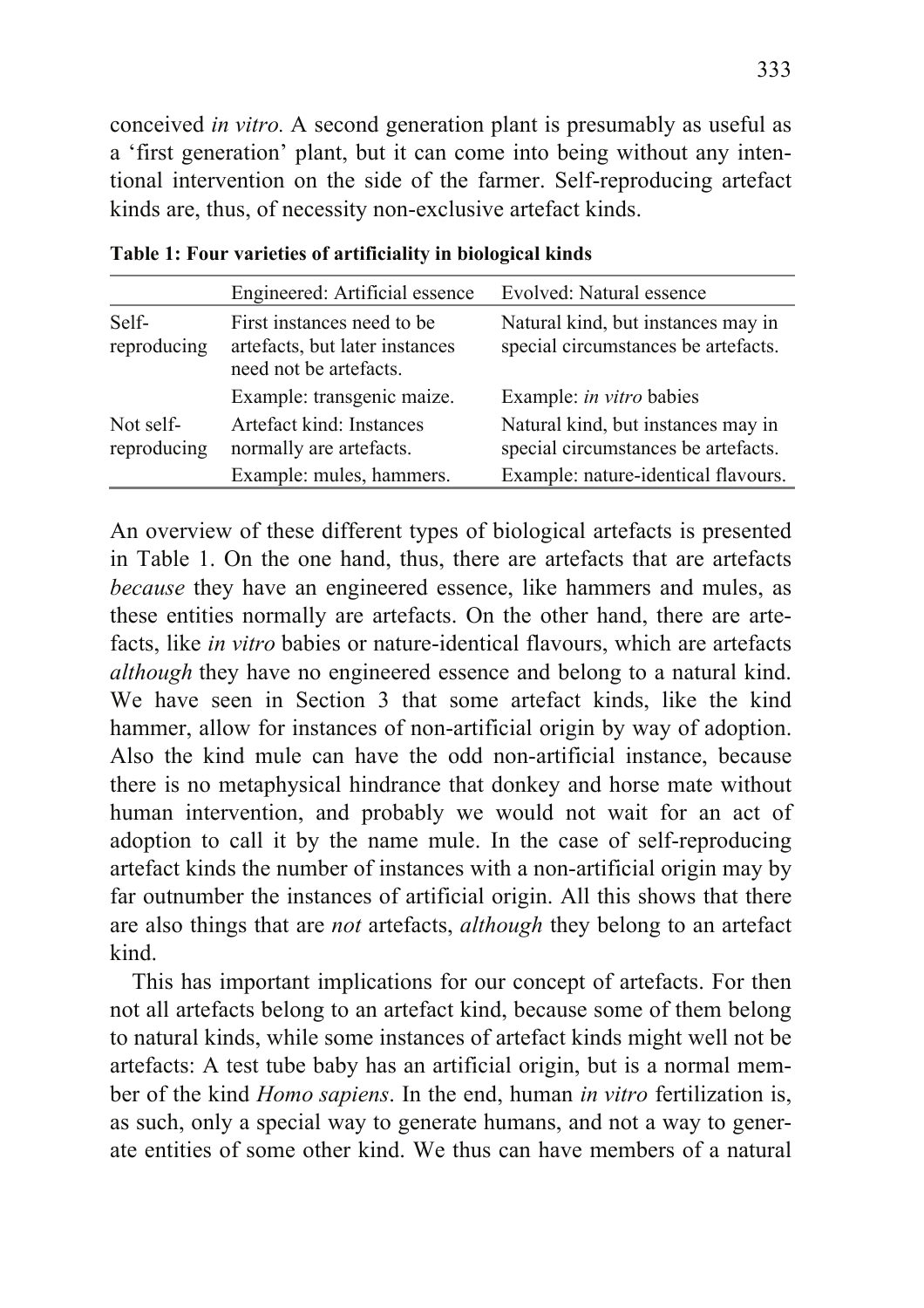conceived *in vitro.* A second generation plant is presumably as useful as a 'first generation' plant, but it can come into being without any intentional intervention on the side of the farmer. Self-reproducing artefact kinds are, thus, of necessity non-exclusive artefact kinds.

**Table 1: Four varieties of artificiality in biological kinds**

| | Engineered: Artificial essence | Evolved: Natural essence |
|---|---|---|
| Self-reproducing | First instances need to be artefacts, but later instances need not be artefacts. | Natural kind, but instances may in special circumstances be artefacts. |
| | Example: transgenic maize. | Example: *in vitro* babies |
| Not self-reproducing | Artefact kind: Instances normally are artefacts. | Natural kind, but instances may in special circumstances be artefacts. |
| | Example: mules, hammers. | Example: nature-identical flavours. |

An overview of these different types of biological artefacts is presented in Table 1. On the one hand, thus, there are artefacts that are artefacts *because* they have an engineered essence, like hammers and mules, as these entities normally are artefacts. On the other hand, there are artefacts, like *in vitro* babies or nature-identical flavours, which are artefacts *although* they have no engineered essence and belong to a natural kind. We have seen in Section 3 that some artefact kinds, like the kind hammer, allow for instances of non-artificial origin by way of adoption. Also the kind mule can have the odd non-artificial instance, because there is no metaphysical hindrance that donkey and horse mate without human intervention, and probably we would not wait for an act of adoption to call it by the name mule. In the case of self-reproducing artefact kinds the number of instances with a non-artificial origin may by far outnumber the instances of artificial origin. All this shows that there are also things that are *not* artefacts, *although* they belong to an artefact kind.

This has important implications for our concept of artefacts. For then not all artefacts belong to an artefact kind, because some of them belong to natural kinds, while some instances of artefact kinds might well not be artefacts: A test tube baby has an artificial origin, but is a normal member of the kind *Homo sapiens*. In the end, human *in vitro* fertilization is, as such, only a special way to generate humans, and not a way to generate entities of some other kind. We thus can have members of a natural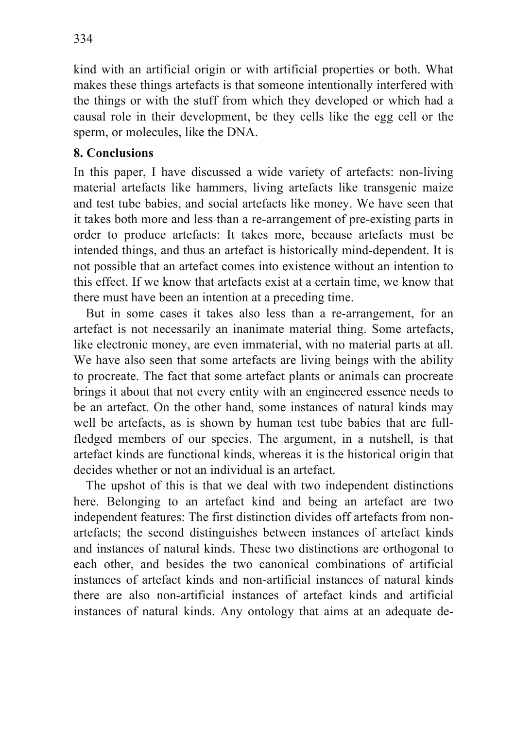kind with an artificial origin or with artificial properties or both. What makes these things artefacts is that someone intentionally interfered with the things or with the stuff from which they developed or which had a causal role in their development, be they cells like the egg cell or the sperm, or molecules, like the DNA.

## 8. Conclusions

In this paper, I have discussed a wide variety of artefacts: non-living material artefacts like hammers, living artefacts like transgenic maize and test tube babies, and social artefacts like money. We have seen that it takes both more and less than a re-arrangement of pre-existing parts in order to produce artefacts: It takes more, because artefacts must be intended things, and thus an artefact is historically mind-dependent. It is not possible that an artefact comes into existence without an intention to this effect. If we know that artefacts exist at a certain time, we know that there must have been an intention at a preceding time.

But in some cases it takes also less than a re-arrangement, for an artefact is not necessarily an inanimate material thing. Some artefacts, like electronic money, are even immaterial, with no material parts at all. We have also seen that some artefacts are living beings with the ability to procreate. The fact that some artefact plants or animals can procreate brings it about that not every entity with an engineered essence needs to be an artefact. On the other hand, some instances of natural kinds may well be artefacts, as is shown by human test tube babies that are full-fledged members of our species. The argument, in a nutshell, is that artefact kinds are functional kinds, whereas it is the historical origin that decides whether or not an individual is an artefact.

The upshot of this is that we deal with two independent distinctions here. Belonging to an artefact kind and being an artefact are two independent features: The first distinction divides off artefacts from non-artefacts; the second distinguishes between instances of artefact kinds and instances of natural kinds. These two distinctions are orthogonal to each other, and besides the two canonical combinations of artificial instances of artefact kinds and non-artificial instances of natural kinds there are also non-artificial instances of artefact kinds and artificial instances of natural kinds. Any ontology that aims at an adequate de-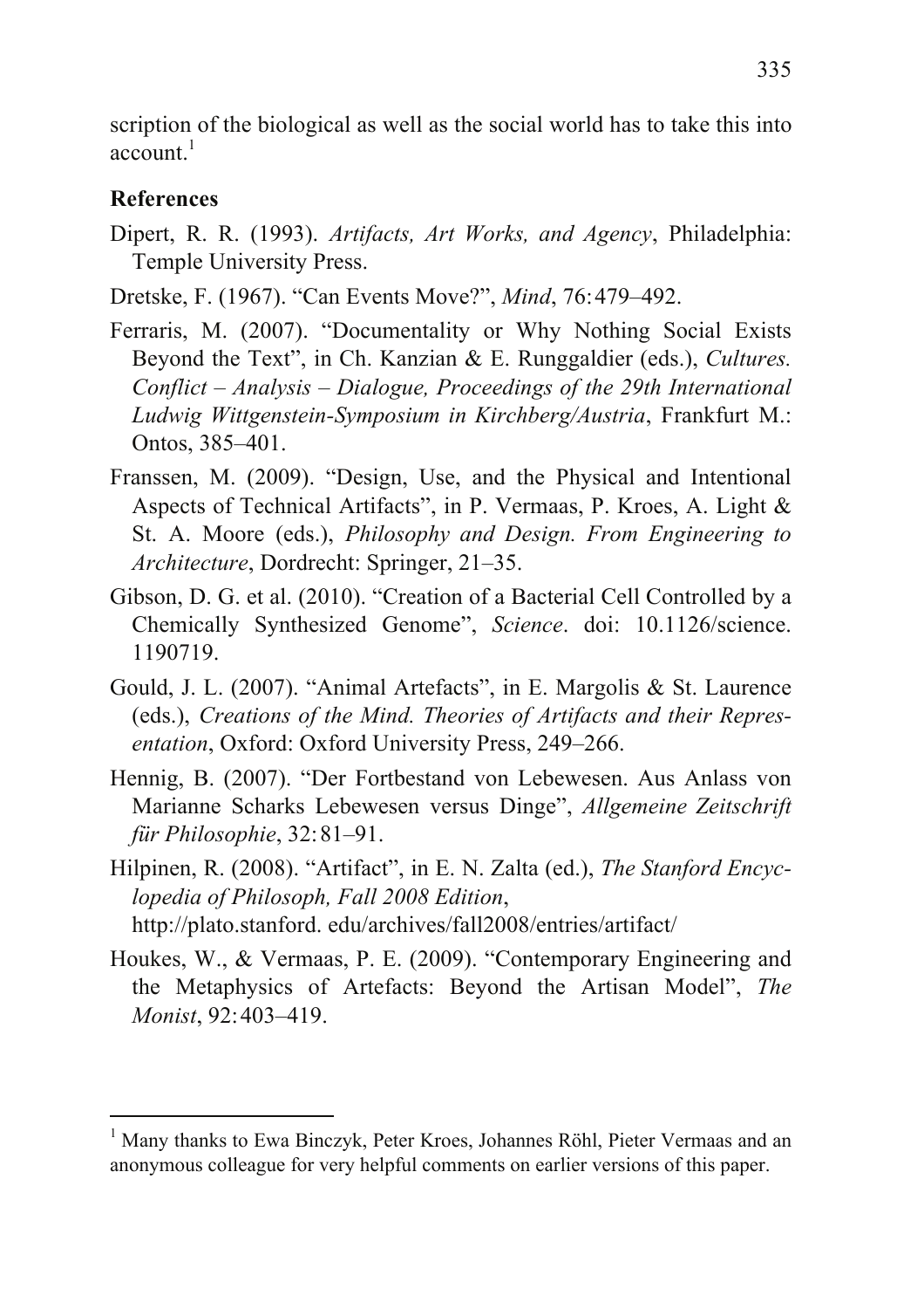scription of the biological as well as the social world has to take this into account.[1]

## References

Dipert, R. R. (1993). *Artifacts, Art Works, and Agency*, Philadelphia: Temple University Press.

Dretske, F. (1967). "Can Events Move?", *Mind*, 76: 479–492.

Ferraris, M. (2007). "Documentality or Why Nothing Social Exists Beyond the Text", in Ch. Kanzian & E. Runggaldier (eds.), *Cultures. Conflict – Analysis – Dialogue, Proceedings of the 29th International Ludwig Wittgenstein-Symposium in Kirchberg/Austria*, Frankfurt M.: Ontos, 385–401.

Franssen, M. (2009). "Design, Use, and the Physical and Intentional Aspects of Technical Artifacts", in P. Vermaas, P. Kroes, A. Light & St. A. Moore (eds.), *Philosophy and Design. From Engineering to Architecture*, Dordrecht: Springer, 21–35.

Gibson, D. G. et al. (2010). "Creation of a Bacterial Cell Controlled by a Chemically Synthesized Genome", *Science*. doi: 10.1126/science.1190719.

Gould, J. L. (2007). "Animal Artefacts", in E. Margolis & St. Laurence (eds.), *Creations of the Mind. Theories of Artifacts and their Representation*, Oxford: Oxford University Press, 249–266.

Hennig, B. (2007). "Der Fortbestand von Lebewesen. Aus Anlass von Marianne Scharks Lebewesen versus Dinge", *Allgemeine Zeitschrift für Philosophie*, 32: 81–91.

Hilpinen, R. (2008). "Artifact", in E. N. Zalta (ed.), *The Stanford Encyclopedia of Philosoph, Fall 2008 Edition*, http://plato.stanford. edu/archives/fall2008/entries/artifact/

Houkes, W., & Vermaas, P. E. (2009). "Contemporary Engineering and the Metaphysics of Artefacts: Beyond the Artisan Model", *The Monist*, 92: 403–419.

---

[1] Many thanks to Ewa Binczyk, Peter Kroes, Johannes Röhl, Pieter Vermaas and an anonymous colleague for very helpful comments on earlier versions of this paper.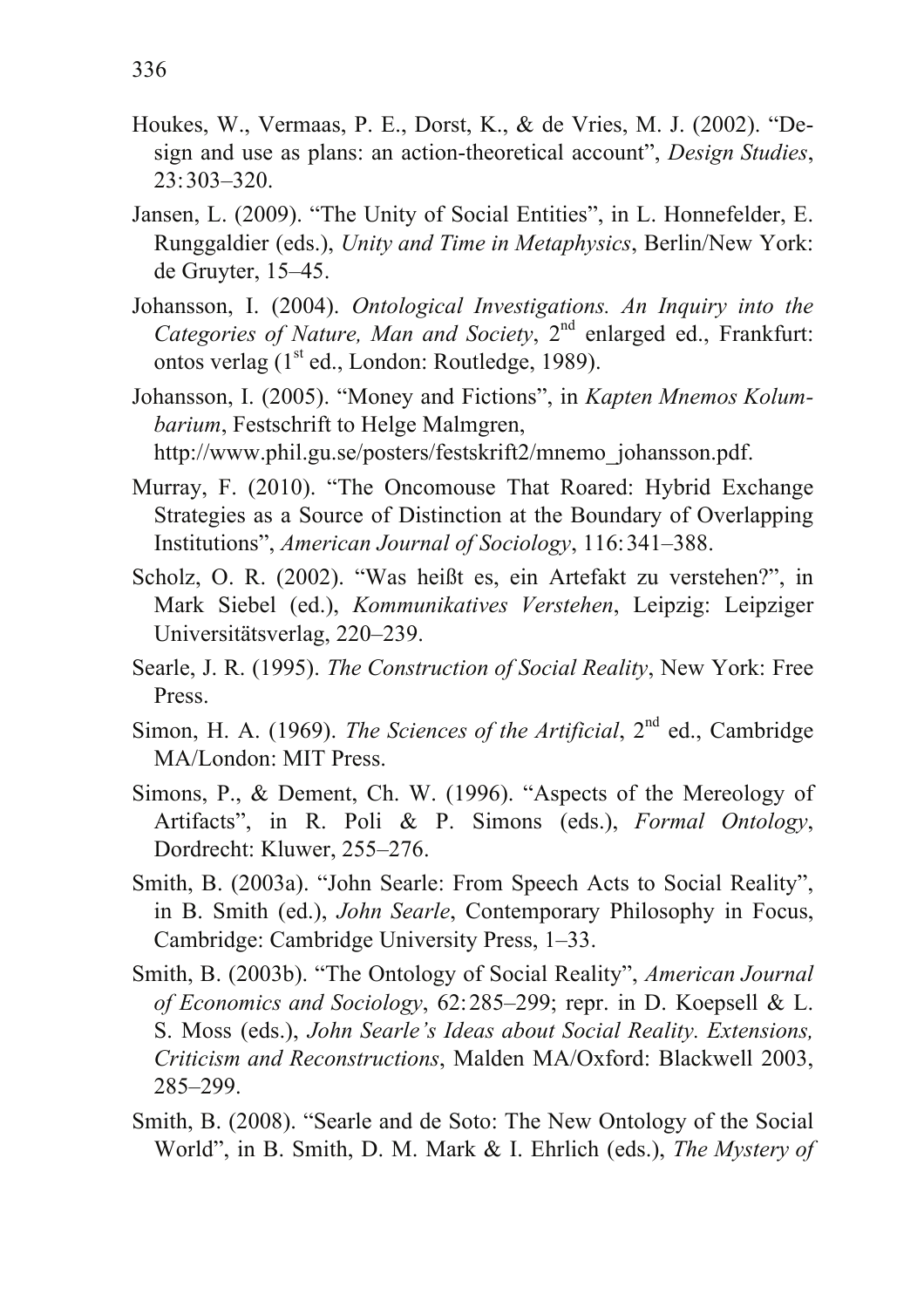Houkes, W., Vermaas, P. E., Dorst, K., & de Vries, M. J. (2002). "Design and use as plans: an action-theoretical account", *Design Studies*, 23: 303–320.

Jansen, L. (2009). "The Unity of Social Entities", in L. Honnefelder, E. Runggaldier (eds.), *Unity and Time in Metaphysics*, Berlin/New York: de Gruyter, 15–45.

Johansson, I. (2004). *Ontological Investigations. An Inquiry into the Categories of Nature, Man and Society*, 2nd enlarged ed., Frankfurt: ontos verlag (1st ed., London: Routledge, 1989).

Johansson, I. (2005). "Money and Fictions", in *Kapten Mnemos Kolumbarium*, Festschrift to Helge Malmgren, http://www.phil.gu.se/posters/festskrift2/mnemo_johansson.pdf.

Murray, F. (2010). "The Oncomouse That Roared: Hybrid Exchange Strategies as a Source of Distinction at the Boundary of Overlapping Institutions", *American Journal of Sociology*, 116: 341–388.

Scholz, O. R. (2002). "Was heißt es, ein Artefakt zu verstehen?", in Mark Siebel (ed.), *Kommunikatives Verstehen*, Leipzig: Leipziger Universitätsverlag, 220–239.

Searle, J. R. (1995). *The Construction of Social Reality*, New York: Free Press.

Simon, H. A. (1969). *The Sciences of the Artificial*, 2nd ed., Cambridge MA/London: MIT Press.

Simons, P., & Dement, Ch. W. (1996). "Aspects of the Mereology of Artifacts", in R. Poli & P. Simons (eds.), *Formal Ontology*, Dordrecht: Kluwer, 255–276.

Smith, B. (2003a). "John Searle: From Speech Acts to Social Reality", in B. Smith (ed.), *John Searle*, Contemporary Philosophy in Focus, Cambridge: Cambridge University Press, 1–33.

Smith, B. (2003b). "The Ontology of Social Reality", *American Journal of Economics and Sociology*, 62: 285–299; repr. in D. Koepsell & L. S. Moss (eds.), *John Searle's Ideas about Social Reality. Extensions, Criticism and Reconstructions*, Malden MA/Oxford: Blackwell 2003, 285–299.

Smith, B. (2008). "Searle and de Soto: The New Ontology of the Social World", in B. Smith, D. M. Mark & I. Ehrlich (eds.), *The Mystery of*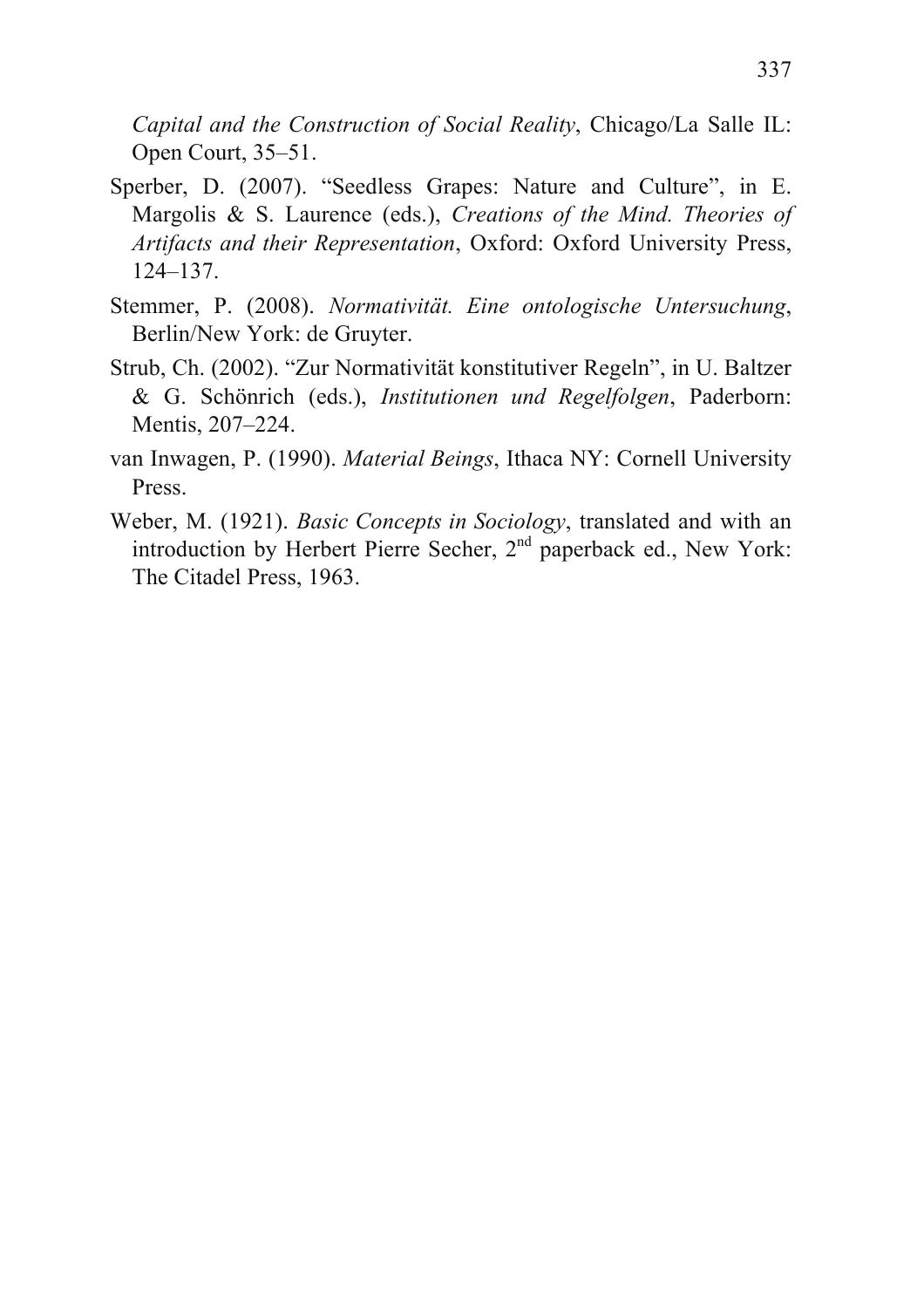*Capital and the Construction of Social Reality*, Chicago/La Salle IL: Open Court, 35–51.

Sperber, D. (2007). "Seedless Grapes: Nature and Culture", in E. Margolis & S. Laurence (eds.), *Creations of the Mind. Theories of Artifacts and their Representation*, Oxford: Oxford University Press, 124–137.

Stemmer, P. (2008). *Normativität. Eine ontologische Untersuchung*, Berlin/New York: de Gruyter.

Strub, Ch. (2002). "Zur Normativität konstitutiver Regeln", in U. Baltzer & G. Schönrich (eds.), *Institutionen und Regelfolgen*, Paderborn: Mentis, 207–224.

van Inwagen, P. (1990). *Material Beings*, Ithaca NY: Cornell University Press.

Weber, M. (1921). *Basic Concepts in Sociology*, translated and with an introduction by Herbert Pierre Secher, 2nd paperback ed., New York: The Citadel Press, 1963.